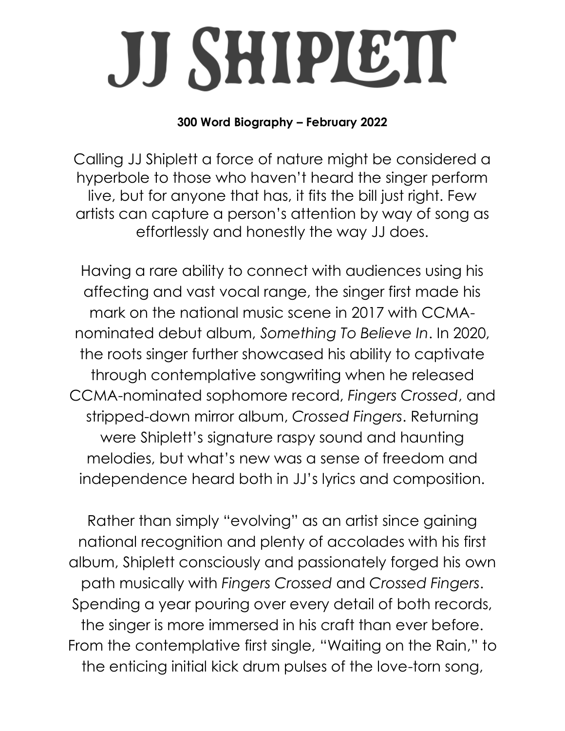# JJ SHIPLETT

**300 Word Biography – February 2022**

Calling JJ Shiplett a force of nature might be considered a hyperbole to those who haven't heard the singer perform live, but for anyone that has, it fits the bill just right. Few artists can capture a person's attention by way of song as effortlessly and honestly the way JJ does.

Having a rare ability to connect with audiences using his affecting and vast vocal range, the singer first made his mark on the national music scene in 2017 with CCMA-nominated debut album, *Something To Believe In*. In 2020, the roots singer further showcased his ability to captivate through contemplative songwriting when he released CCMA-nominated sophomore record, *Fingers Crossed*, and stripped-down mirror album, *Crossed Fingers*. Returning were Shiplett's signature raspy sound and haunting melodies, but what's new was a sense of freedom and independence heard both in JJ's lyrics and composition.

Rather than simply "evolving" as an artist since gaining national recognition and plenty of accolades with his first album, Shiplett consciously and passionately forged his own path musically with *Fingers Crossed* and *Crossed Fingers*. Spending a year pouring over every detail of both records, the singer is more immersed in his craft than ever before. From the contemplative first single, "Waiting on the Rain," to the enticing initial kick drum pulses of the love-torn song,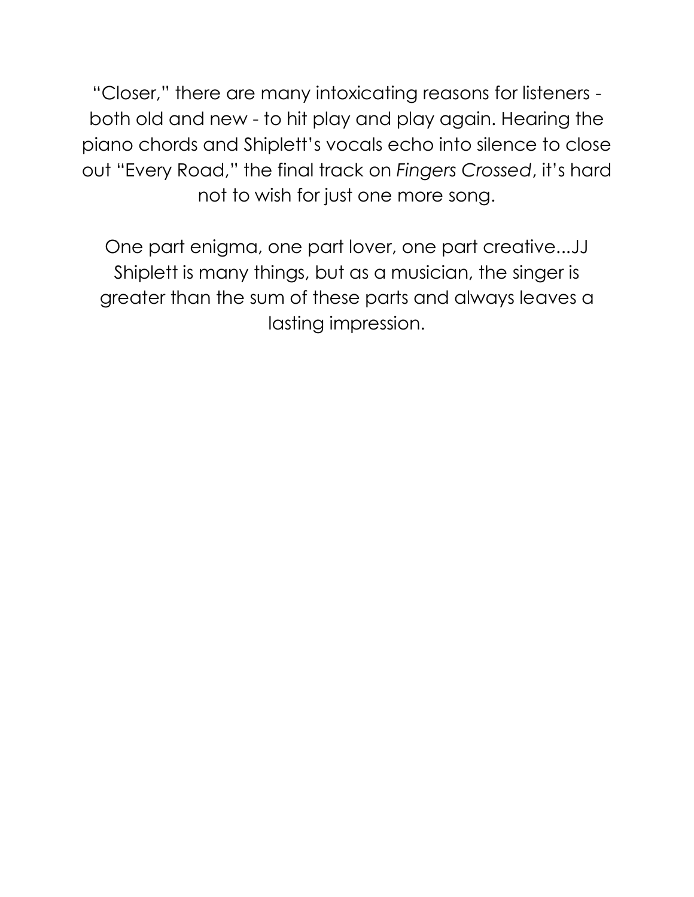"Closer," there are many intoxicating reasons for listeners - both old and new - to hit play and play again. Hearing the piano chords and Shiplett's vocals echo into silence to close out "Every Road," the final track on *Fingers Crossed*, it's hard not to wish for just one more song.

One part enigma, one part lover, one part creative...JJ Shiplett is many things, but as a musician, the singer is greater than the sum of these parts and always leaves a lasting impression.